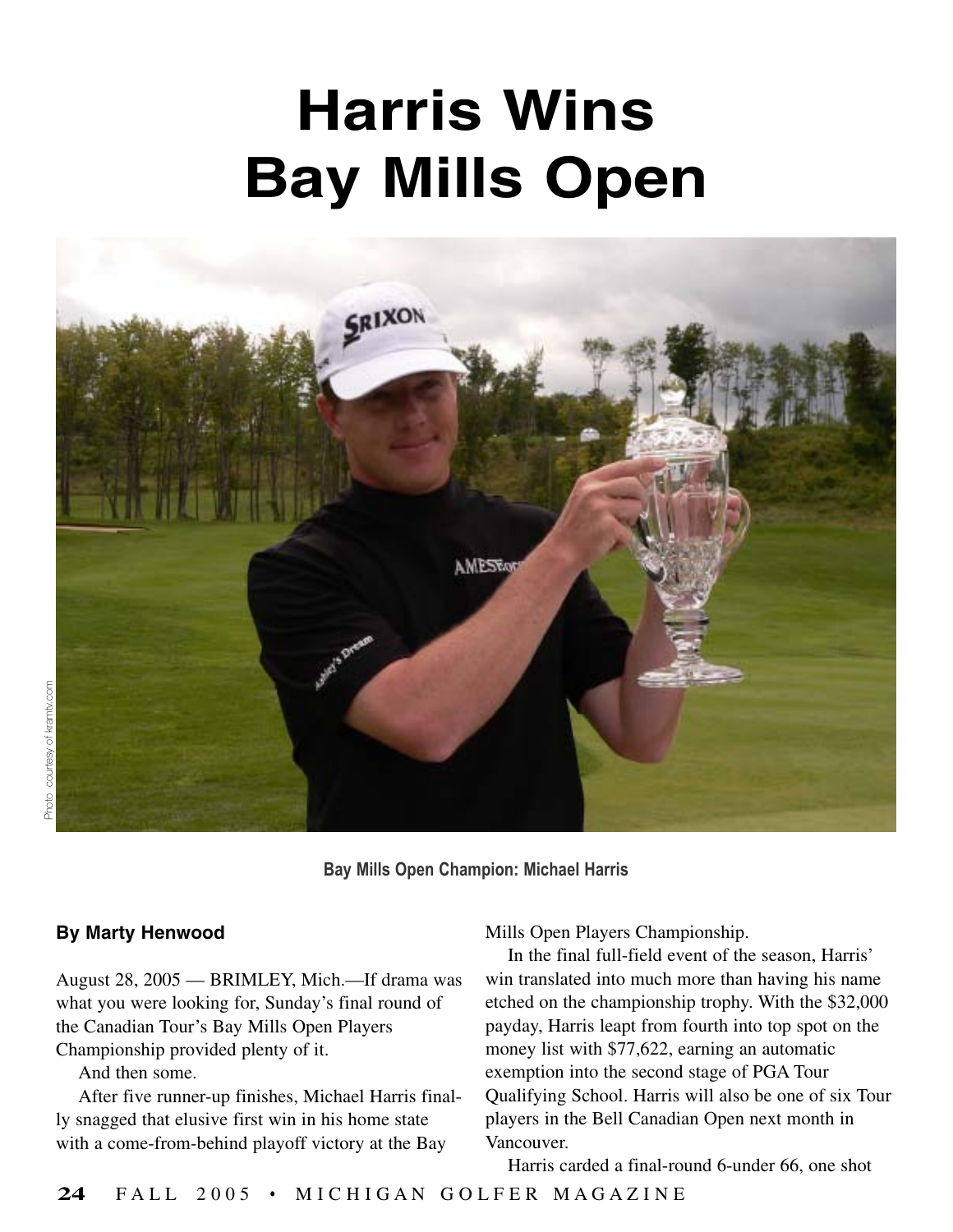# Harris Wins Bay Mills Open

Photo courtesy of kramtv.com

**Bay Mills Open Champion: Michael Harris**

**By Marty Henwood**

August 28, 2005 — BRIMLEY, Mich.—If drama was what you were looking for, Sunday's final round of the Canadian Tour's Bay Mills Open Players Championship provided plenty of it.

And then some.

After five runner-up finishes, Michael Harris finally snagged that elusive first win in his home state with a come-from-behind playoff victory at the Bay Mills Open Players Championship.

In the final full-field event of the season, Harris' win translated into much more than having his name etched on the championship trophy. With the $32,000 payday, Harris leapt from fourth into top spot on the money list with $77,622, earning an automatic exemption into the second stage of PGA Tour Qualifying School. Harris will also be one of six Tour players in the Bell Canadian Open next month in Vancouver.

Harris carded a final-round 6-under 66, one shot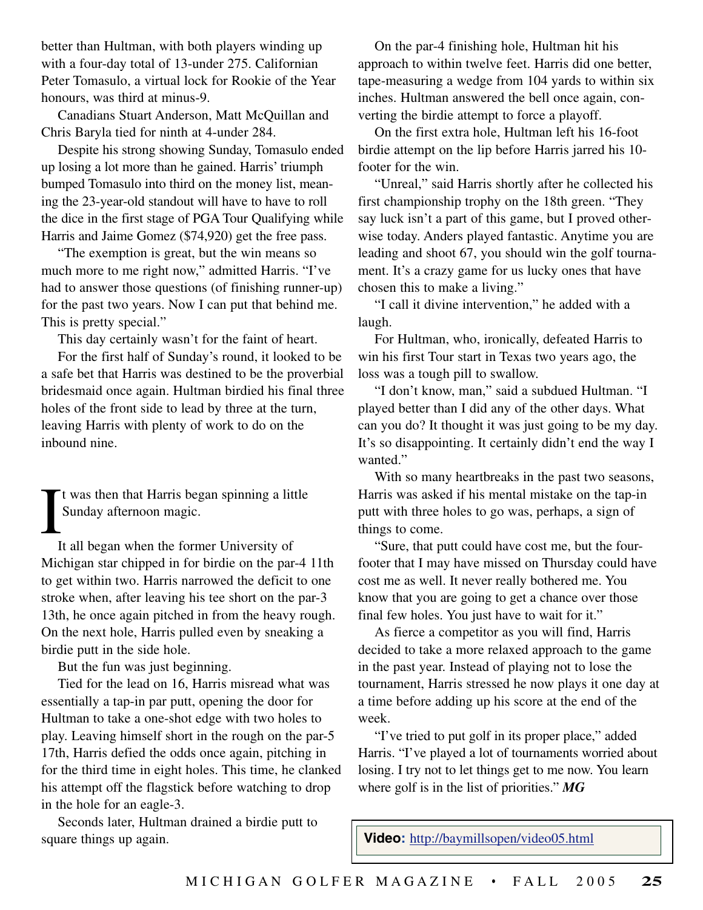better than Hultman, with both players winding up with a four-day total of 13-under 275. Californian Peter Tomasulo, a virtual lock for Rookie of the Year honours, was third at minus-9.

Canadians Stuart Anderson, Matt McQuillan and Chris Baryla tied for ninth at 4-under 284.

Despite his strong showing Sunday, Tomasulo ended up losing a lot more than he gained. Harris' triumph bumped Tomasulo into third on the money list, meaning the 23-year-old standout will have to have to roll the dice in the first stage of PGA Tour Qualifying while Harris and Jaime Gomez ($74,920) get the free pass.

"The exemption is great, but the win means so much more to me right now," admitted Harris. "I've had to answer those questions (of finishing runner-up) for the past two years. Now I can put that behind me. This is pretty special."

This day certainly wasn't for the faint of heart.

For the first half of Sunday's round, it looked to be a safe bet that Harris was destined to be the proverbial bridesmaid once again. Hultman birdied his final three holes of the front side to lead by three at the turn, leaving Harris with plenty of work to do on the inbound nine.

It was then that Harris began spinning a little Sunday afternoon magic.

It all began when the former University of Michigan star chipped in for birdie on the par-4 11th to get within two. Harris narrowed the deficit to one stroke when, after leaving his tee short on the par-3 13th, he once again pitched in from the heavy rough. On the next hole, Harris pulled even by sneaking a birdie putt in the side hole.

But the fun was just beginning.

Tied for the lead on 16, Harris misread what was essentially a tap-in par putt, opening the door for Hultman to take a one-shot edge with two holes to play. Leaving himself short in the rough on the par-5 17th, Harris defied the odds once again, pitching in for the third time in eight holes. This time, he clanked his attempt off the flagstick before watching to drop in the hole for an eagle-3.

Seconds later, Hultman drained a birdie putt to square things up again.

On the par-4 finishing hole, Hultman hit his approach to within twelve feet. Harris did one better, tape-measuring a wedge from 104 yards to within six inches. Hultman answered the bell once again, converting the birdie attempt to force a playoff.

On the first extra hole, Hultman left his 16-foot birdie attempt on the lip before Harris jarred his 10-footer for the win.

"Unreal," said Harris shortly after he collected his first championship trophy on the 18th green. "They say luck isn't a part of this game, but I proved otherwise today. Anders played fantastic. Anytime you are leading and shoot 67, you should win the golf tournament. It's a crazy game for us lucky ones that have chosen this to make a living."

"I call it divine intervention," he added with a laugh.

For Hultman, who, ironically, defeated Harris to win his first Tour start in Texas two years ago, the loss was a tough pill to swallow.

"I don't know, man," said a subdued Hultman. "I played better than I did any of the other days. What can you do? It thought it was just going to be my day. It's so disappointing. It certainly didn't end the way I wanted."

With so many heartbreaks in the past two seasons, Harris was asked if his mental mistake on the tap-in putt with three holes to go was, perhaps, a sign of things to come.

"Sure, that putt could have cost me, but the four-footer that I may have missed on Thursday could have cost me as well. It never really bothered me. You know that you are going to get a chance over those final few holes. You just have to wait for it."

As fierce a competitor as you will find, Harris decided to take a more relaxed approach to the game in the past year. Instead of playing not to lose the tournament, Harris stressed he now plays it one day at a time before adding up his score at the end of the week.

"I've tried to put golf in its proper place," added Harris. "I've played a lot of tournaments worried about losing. I try not to let things get to me now. You learn where golf is in the list of priorities." ***MG***

**Video:** http://baymillsopen/video05.html